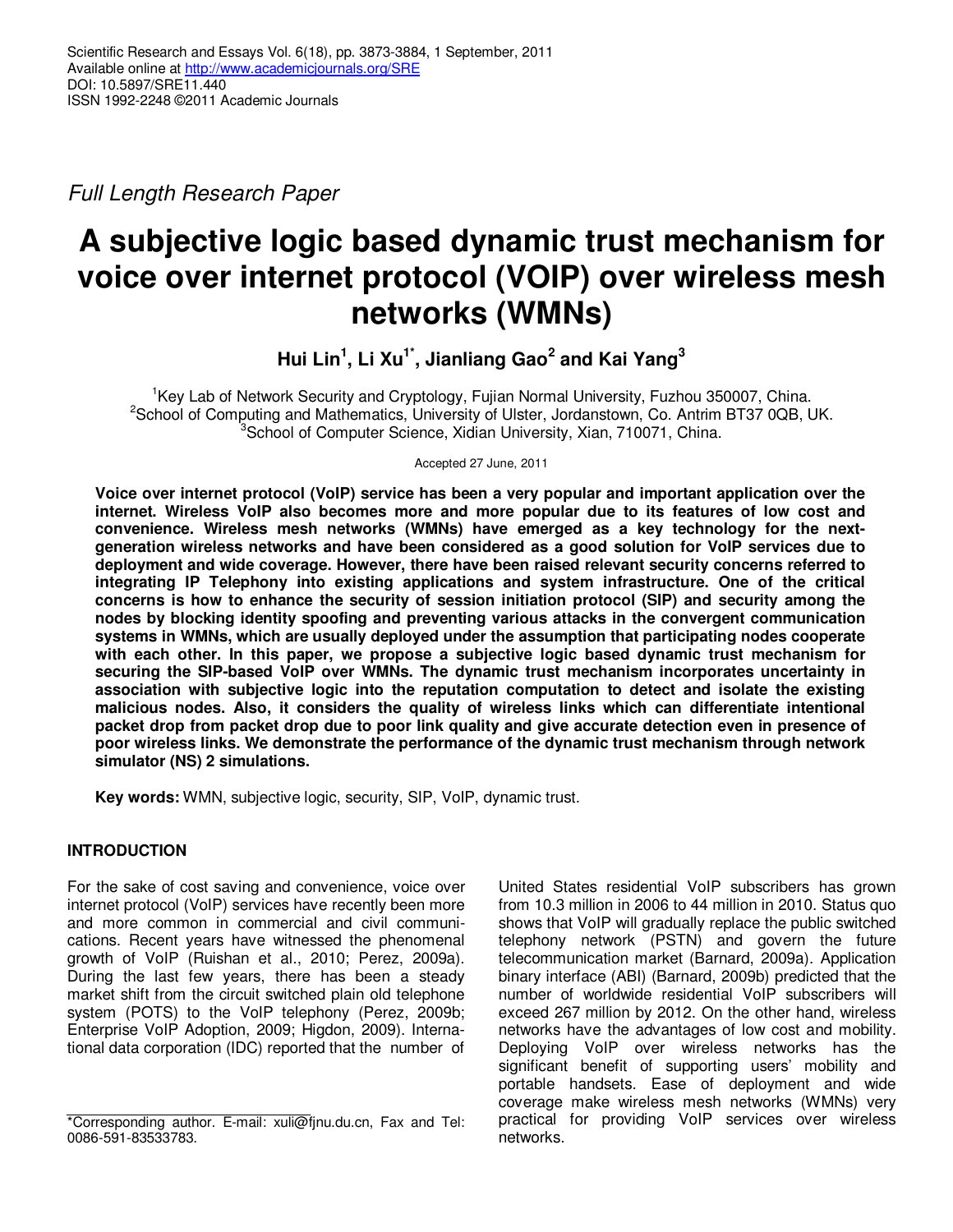Full Length Research Paper

# A subjective logic based dynamic trust mechanism for voice over internet protocol (VOIP) over wireless mesh networks (WMNs)

**Hui Lin[1], Li Xu[1*], Jianliang Gao[2] and Kai Yang[3]**

[1]Key Lab of Network Security and Cryptology, Fujian Normal University, Fuzhou 350007, China.
[2]School of Computing and Mathematics, University of Ulster, Jordanstown, Co. Antrim BT37 0QB, UK.
[3]School of Computer Science, Xidian University, Xian, 710071, China.

Accepted 27 June, 2011

**Voice over internet protocol (VoIP) service has been a very popular and important application over the internet. Wireless VoIP also becomes more and more popular due to its features of low cost and convenience. Wireless mesh networks (WMNs) have emerged as a key technology for the next-generation wireless networks and have been considered as a good solution for VoIP services due to deployment and wide coverage. However, there have been raised relevant security concerns referred to integrating IP Telephony into existing applications and system infrastructure. One of the critical concerns is how to enhance the security of session initiation protocol (SIP) and security among the nodes by blocking identity spoofing and preventing various attacks in the convergent communication systems in WMNs, which are usually deployed under the assumption that participating nodes cooperate with each other. In this paper, we propose a subjective logic based dynamic trust mechanism for securing the SIP-based VoIP over WMNs. The dynamic trust mechanism incorporates uncertainty in association with subjective logic into the reputation computation to detect and isolate the existing malicious nodes. Also, it considers the quality of wireless links which can differentiate intentional packet drop from packet drop due to poor link quality and give accurate detection even in presence of poor wireless links. We demonstrate the performance of the dynamic trust mechanism through network simulator (NS) 2 simulations.**

**Key words:** WMN, subjective logic, security, SIP, VoIP, dynamic trust.

## INTRODUCTION

For the sake of cost saving and convenience, voice over internet protocol (VoIP) services have recently been more and more common in commercial and civil communications. Recent years have witnessed the phenomenal growth of VoIP (Ruishan et al., 2010; Perez, 2009a). During the last few years, there has been a steady market shift from the circuit switched plain old telephone system (POTS) to the VoIP telephony (Perez, 2009b; Enterprise VoIP Adoption, 2009; Higdon, 2009). International data corporation (IDC) reported that the number of United States residential VoIP subscribers has grown from 10.3 million in 2006 to 44 million in 2010. Status quo shows that VoIP will gradually replace the public switched telephony network (PSTN) and govern the future telecommunication market (Barnard, 2009a). Application binary interface (ABI) (Barnard, 2009b) predicted that the number of worldwide residential VoIP subscribers will exceed 267 million by 2012. On the other hand, wireless networks have the advantages of low cost and mobility. Deploying VoIP over wireless networks has the significant benefit of supporting users' mobility and portable handsets. Ease of deployment and wide coverage make wireless mesh networks (WMNs) very practical for providing VoIP services over wireless networks.

*Corresponding author. E-mail: xuli@fjnu.du.cn, Fax and Tel: 0086-591-83533783.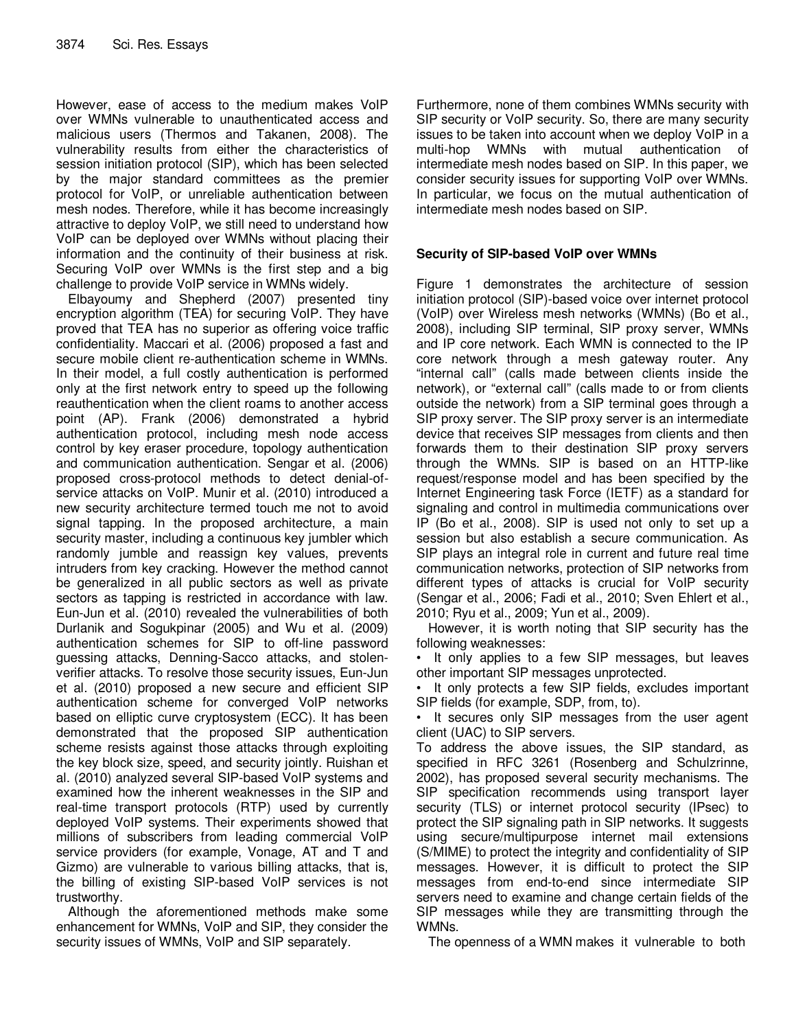However, ease of access to the medium makes VoIP over WMNs vulnerable to unauthenticated access and malicious users (Thermos and Takanen, 2008). The vulnerability results from either the characteristics of session initiation protocol (SIP), which has been selected by the major standard committees as the premier protocol for VoIP, or unreliable authentication between mesh nodes. Therefore, while it has become increasingly attractive to deploy VoIP, we still need to understand how VoIP can be deployed over WMNs without placing their information and the continuity of their business at risk. Securing VoIP over WMNs is the first step and a big challenge to provide VoIP service in WMNs widely.

Elbayoumy and Shepherd (2007) presented tiny encryption algorithm (TEA) for securing VoIP. They have proved that TEA has no superior as offering voice traffic confidentiality. Maccari et al. (2006) proposed a fast and secure mobile client re-authentication scheme in WMNs. In their model, a full costly authentication is performed only at the first network entry to speed up the following reauthentication when the client roams to another access point (AP). Frank (2006) demonstrated a hybrid authentication protocol, including mesh node access control by key eraser procedure, topology authentication and communication authentication. Sengar et al. (2006) proposed cross-protocol methods to detect denial-of-service attacks on VoIP. Munir et al. (2010) introduced a new security architecture termed touch me not to avoid signal tapping. In the proposed architecture, a main security master, including a continuous key jumbler which randomly jumble and reassign key values, prevents intruders from key cracking. However the method cannot be generalized in all public sectors as well as private sectors as tapping is restricted in accordance with law. Eun-Jun et al. (2010) revealed the vulnerabilities of both Durlanik and Sogukpinar (2005) and Wu et al. (2009) authentication schemes for SIP to off-line password guessing attacks, Denning-Sacco attacks, and stolen-verifier attacks. To resolve those security issues, Eun-Jun et al. (2010) proposed a new secure and efficient SIP authentication scheme for converged VoIP networks based on elliptic curve cryptosystem (ECC). It has been demonstrated that the proposed SIP authentication scheme resists against those attacks through exploiting the key block size, speed, and security jointly. Ruishan et al. (2010) analyzed several SIP-based VoIP systems and examined how the inherent weaknesses in the SIP and real-time transport protocols (RTP) used by currently deployed VoIP systems. Their experiments showed that millions of subscribers from leading commercial VoIP service providers (for example, Vonage, AT and T and Gizmo) are vulnerable to various billing attacks, that is, the billing of existing SIP-based VoIP services is not trustworthy.

Although the aforementioned methods make some enhancement for WMNs, VoIP and SIP, they consider the security issues of WMNs, VoIP and SIP separately. Furthermore, none of them combines WMNs security with SIP security or VoIP security. So, there are many security issues to be taken into account when we deploy VoIP in a multi-hop WMNs with mutual authentication of intermediate mesh nodes based on SIP. In this paper, we consider security issues for supporting VoIP over WMNs. In particular, we focus on the mutual authentication of intermediate mesh nodes based on SIP.

## Security of SIP-based VoIP over WMNs

Figure 1 demonstrates the architecture of session initiation protocol (SIP)-based voice over internet protocol (VoIP) over Wireless mesh networks (WMNs) (Bo et al., 2008), including SIP terminal, SIP proxy server, WMNs and IP core network. Each WMN is connected to the IP core network through a mesh gateway router. Any "internal call" (calls made between clients inside the network), or "external call" (calls made to or from clients outside the network) from a SIP terminal goes through a SIP proxy server. The SIP proxy server is an intermediate device that receives SIP messages from clients and then forwards them to their destination SIP proxy servers through the WMNs. SIP is based on an HTTP-like request/response model and has been specified by the Internet Engineering task Force (IETF) as a standard for signaling and control in multimedia communications over IP (Bo et al., 2008). SIP is used not only to set up a session but also establish a secure communication. As SIP plays an integral role in current and future real time communication networks, protection of SIP networks from different types of attacks is crucial for VoIP security (Sengar et al., 2006; Fadi et al., 2010; Sven Ehlert et al., 2010; Ryu et al., 2009; Yun et al., 2009).

However, it is worth noting that SIP security has the following weaknesses:

- It only applies to a few SIP messages, but leaves other important SIP messages unprotected.
- It only protects a few SIP fields, excludes important SIP fields (for example, SDP, from, to).
- It secures only SIP messages from the user agent client (UAC) to SIP servers.

To address the above issues, the SIP standard, as specified in RFC 3261 (Rosenberg and Schulzrinne, 2002), has proposed several security mechanisms. The SIP specification recommends using transport layer security (TLS) or internet protocol security (IPsec) to protect the SIP signaling path in SIP networks. It suggests using secure/multipurpose internet mail extensions (S/MIME) to protect the integrity and confidentiality of SIP messages. However, it is difficult to protect the SIP messages from end-to-end since intermediate SIP servers need to examine and change certain fields of the SIP messages while they are transmitting through the WMNs.

The openness of a WMN makes it vulnerable to both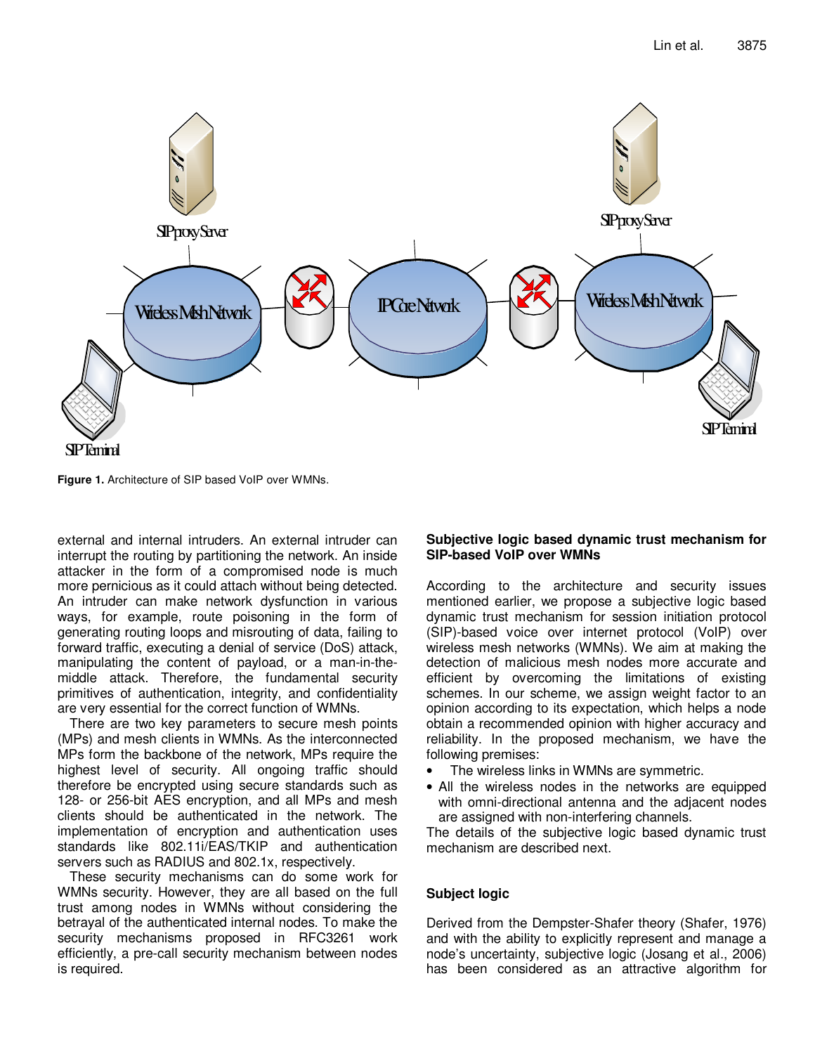Figure 1. Architecture of SIP based VoIP over WMNs.

external and internal intruders. An external intruder can interrupt the routing by partitioning the network. An inside attacker in the form of a compromised node is much more pernicious as it could attach without being detected. An intruder can make network dysfunction in various ways, for example, route poisoning in the form of generating routing loops and misrouting of data, failing to forward traffic, executing a denial of service (DoS) attack, manipulating the content of payload, or a man-in-the-middle attack. Therefore, the fundamental security primitives of authentication, integrity, and confidentiality are very essential for the correct function of WMNs.

There are two key parameters to secure mesh points (MPs) and mesh clients in WMNs. As the interconnected MPs form the backbone of the network, MPs require the highest level of security. All ongoing traffic should therefore be encrypted using secure standards such as 128- or 256-bit AES encryption, and all MPs and mesh clients should be authenticated in the network. The implementation of encryption and authentication uses standards like 802.11i/EAS/TKIP and authentication servers such as RADIUS and 802.1x, respectively.

These security mechanisms can do some work for WMNs security. However, they are all based on the full trust among nodes in WMNs without considering the betrayal of the authenticated internal nodes. To make the security mechanisms proposed in RFC3261 work efficiently, a pre-call security mechanism between nodes is required.

## Subjective logic based dynamic trust mechanism for SIP-based VoIP over WMNs

According to the architecture and security issues mentioned earlier, we propose a subjective logic based dynamic trust mechanism for session initiation protocol (SIP)-based voice over internet protocol (VoIP) over wireless mesh networks (WMNs). We aim at making the detection of malicious mesh nodes more accurate and efficient by overcoming the limitations of existing schemes. In our scheme, we assign weight factor to an opinion according to its expectation, which helps a node obtain a recommended opinion with higher accuracy and reliability. In the proposed mechanism, we have the following premises:

- The wireless links in WMNs are symmetric.
- All the wireless nodes in the networks are equipped with omni-directional antenna and the adjacent nodes are assigned with non-interfering channels.

The details of the subjective logic based dynamic trust mechanism are described next.

## Subject logic

Derived from the Dempster-Shafer theory (Shafer, 1976) and with the ability to explicitly represent and manage a node's uncertainty, subjective logic (Josang et al., 2006) has been considered as an attractive algorithm for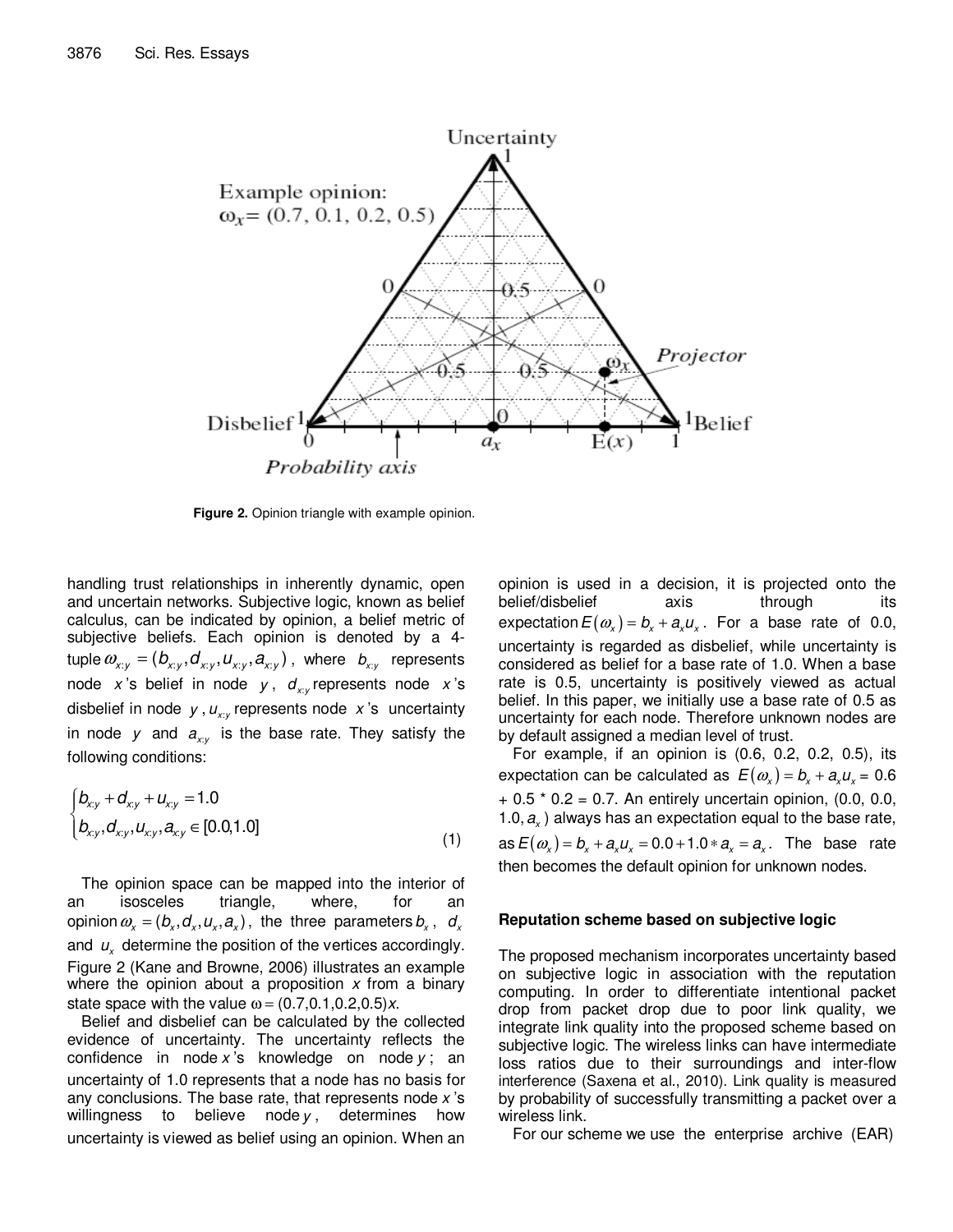Figure 2. Opinion triangle with example opinion.

handling trust relationships in inherently dynamic, open and uncertain networks. Subjective logic, known as belief calculus, can be indicated by opinion, a belief metric of subjective beliefs. Each opinion is denoted by a 4-tuple $\omega_{x:y} = (b_{x:y}, d_{x:y}, u_{x:y}, a_{x:y})$, where $b_{x:y}$ represents node $x$'s belief in node $y$, $d_{x:y}$ represents node $x$'s disbelief in node $y$, $u_{x:y}$ represents node $x$'s uncertainty in node $y$ and $a_{x:y}$ is the base rate. They satisfy the following conditions:

$$\begin{cases} b_{x:y} + d_{x:y} + u_{x:y} = 1.0 \\ b_{x:y}, d_{x:y}, u_{x:y}, a_{x:y} \in [0.0, 1.0] \end{cases} \quad (1)$$

The opinion space can be mapped into the interior of an isosceles triangle, where, for an opinion $\omega_x = (b_x, d_x, u_x, a_x)$, the three parameters $b_x$, $d_x$ and $u_x$ determine the position of the vertices accordingly. Figure 2 (Kane and Browne, 2006) illustrates an example where the opinion about a proposition $x$ from a binary state space with the value $\omega = (0.7, 0.1, 0.2, 0.5)x$.

Belief and disbelief can be calculated by the collected evidence of uncertainty. The uncertainty reflects the confidence in node $x$'s knowledge on node $y$; an uncertainty of 1.0 represents that a node has no basis for any conclusions. The base rate, that represents node $x$'s willingness to believe node $y$, determines how uncertainty is viewed as belief using an opinion. When an opinion is used in a decision, it is projected onto the belief/disbelief axis through its expectation $E(\omega_x) = b_x + a_x u_x$. For a base rate of 0.0, uncertainty is regarded as disbelief, while uncertainty is considered as belief for a base rate of 1.0. When a base rate is 0.5, uncertainty is positively viewed as actual belief. In this paper, we initially use a base rate of 0.5 as uncertainty for each node. Therefore unknown nodes are by default assigned a median level of trust.

For example, if an opinion is (0.6, 0.2, 0.2, 0.5), its expectation can be calculated as $E(\omega_x) = b_x + a_x u_x = 0.6 + 0.5 * 0.2 = 0.7$. An entirely uncertain opinion, (0.0, 0.0, 1.0, $a_x$) always has an expectation equal to the base rate, as $E(\omega_x) = b_x + a_x u_x = 0.0 + 1.0 * a_x = a_x$. The base rate then becomes the default opinion for unknown nodes.

## Reputation scheme based on subjective logic

The proposed mechanism incorporates uncertainty based on subjective logic in association with the reputation computing. In order to differentiate intentional packet drop from packet drop due to poor link quality, we integrate link quality into the proposed scheme based on subjective logic. The wireless links can have intermediate loss ratios due to their surroundings and inter-flow interference (Saxena et al., 2010). Link quality is measured by probability of successfully transmitting a packet over a wireless link.

For our scheme we use the enterprise archive (EAR)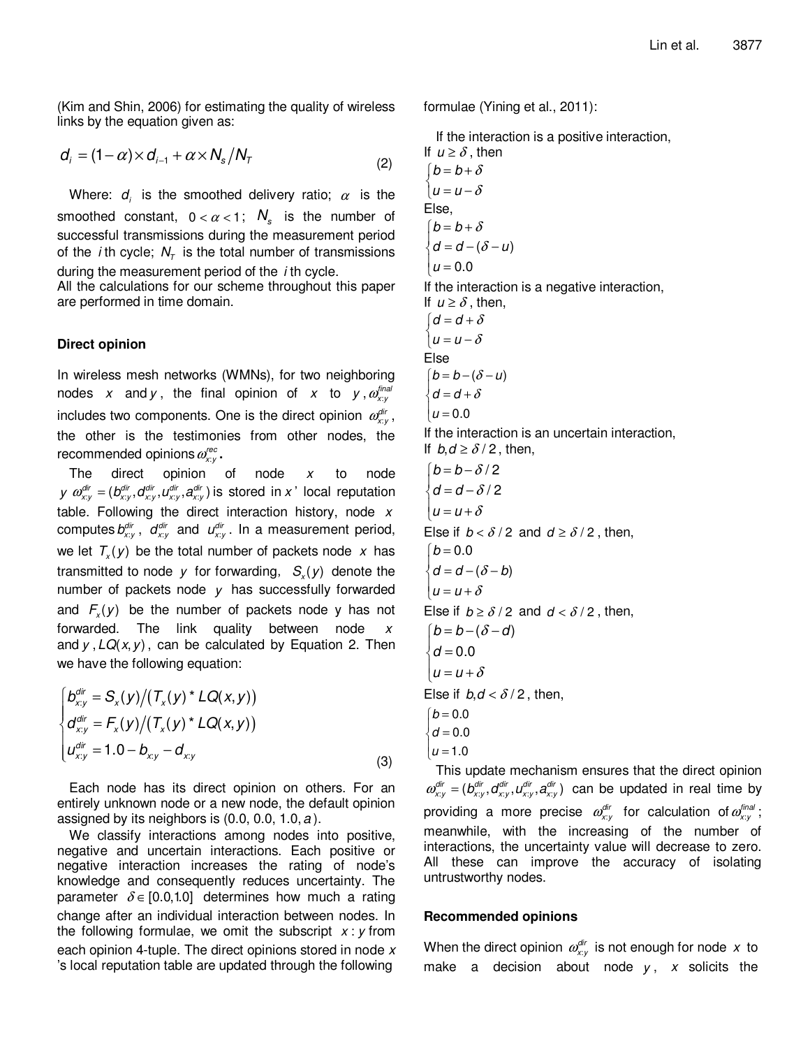(Kim and Shin, 2006) for estimating the quality of wireless links by the equation given as:

$$d_i = (1-\alpha)\times d_{i-1} + \alpha \times N_s / N_T \tag{2}$$

Where: $d_i$ is the smoothed delivery ratio; $\alpha$ is the smoothed constant, $0 < \alpha < 1$; $N_s$ is the number of successful transmissions during the measurement period of the $i$ th cycle; $N_T$ is the total number of transmissions during the measurement period of the $i$ th cycle.
All the calculations for our scheme throughout this paper are performed in time domain.

### Direct opinion

In wireless mesh networks (WMNs), for two neighboring nodes $x$ and $y$, the final opinion of $x$ to $y$, $\omega_{x:y}^{final}$ includes two components. One is the direct opinion $\omega_{x:y}^{dir}$, the other is the testimonies from other nodes, the recommended opinions $\omega_{x:y}^{rec}$.

The direct opinion of node $x$ to node $y$ $\omega_{x:y}^{dir} = (b_{x:y}^{dir}, d_{x:y}^{dir}, u_{x:y}^{dir}, a_{x:y}^{dir})$ is stored in $x$' local reputation table. Following the direct interaction history, node $x$ computes $b_{x:y}^{dir}$, $d_{x:y}^{dir}$ and $u_{x:y}^{dir}$. In a measurement period, we let $T_x(y)$ be the total number of packets node $x$ has transmitted to node $y$ for forwarding, $S_x(y)$ denote the number of packets node $y$ has successfully forwarded and $F_x(y)$ be the number of packets node y has not forwarded. The link quality between node $x$ and $y$, $LQ(x,y)$, can be calculated by Equation 2. Then we have the following equation:

$$\begin{cases} b_{x:y}^{dir} = S_x(y) / \left(T_x(y) * LQ(x,y)\right) \\ d_{x:y}^{dir} = F_x(y) / \left(T_x(y) * LQ(x,y)\right) \\ u_{x:y}^{dir} = 1.0 - b_{x:y} - d_{x:y} \end{cases} \tag{3}$$

Each node has its direct opinion on others. For an entirely unknown node or a new node, the default opinion assigned by its neighbors is (0.0, 0.0, 1.0, $a$).

We classify interactions among nodes into positive, negative and uncertain interactions. Each positive or negative interaction increases the rating of node's knowledge and consequently reduces uncertainty. The parameter $\delta \in [0.0, 1.0]$ determines how much a rating change after an individual interaction between nodes. In the following formulae, we omit the subscript $x:y$ from each opinion 4-tuple. The direct opinions stored in node $x$ 's local reputation table are updated through the following formulae (Yining et al., 2011):

If the interaction is a positive interaction,
If $u \geq \delta$, then

$$\begin{cases} b = b + \delta \\ u = u - \delta \end{cases}$$

Else,

$$\begin{cases} b = b + \delta \\ d = d - (\delta - u) \\ u = 0.0 \end{cases}$$

If the interaction is a negative interaction,
If $u \geq \delta$, then,

$$\begin{cases} d = d + \delta \\ u = u - \delta \end{cases}$$

Else

$$\begin{cases} b = b - (\delta - u) \\ d = d + \delta \\ u = 0.0 \end{cases}$$

If the interaction is an uncertain interaction,
If $b, d \geq \delta/2$, then,

$$\begin{cases} b = b - \delta/2 \\ d = d - \delta/2 \\ u = u + \delta \end{cases}$$

Else if $b < \delta/2$ and $d \geq \delta/2$, then,

$$\begin{cases} b = 0.0 \\ d = d - (\delta - b) \\ u = u + \delta \end{cases}$$

Else if $b \geq \delta/2$ and $d < \delta/2$, then,

$$\begin{cases} b = b - (\delta - d) \\ d = 0.0 \\ u = u + \delta \end{cases}$$

Else if $b, d < \delta/2$, then,

$$\begin{cases} b = 0.0 \\ d = 0.0 \\ u = 1.0 \end{cases}$$

This update mechanism ensures that the direct opinion $\omega_{x:y}^{dir} = (b_{x:y}^{dir}, d_{x:y}^{dir}, u_{x:y}^{dir}, a_{x:y}^{dir})$ can be updated in real time by providing a more precise $\omega_{x:y}^{dir}$ for calculation of $\omega_{x:y}^{final}$; meanwhile, with the increasing of the number of interactions, the uncertainty value will decrease to zero. All these can improve the accuracy of isolating untrustworthy nodes.

### Recommended opinions

When the direct opinion $\omega_{x:y}^{dir}$ is not enough for node $x$ to make a decision about node $y$, $x$ solicits the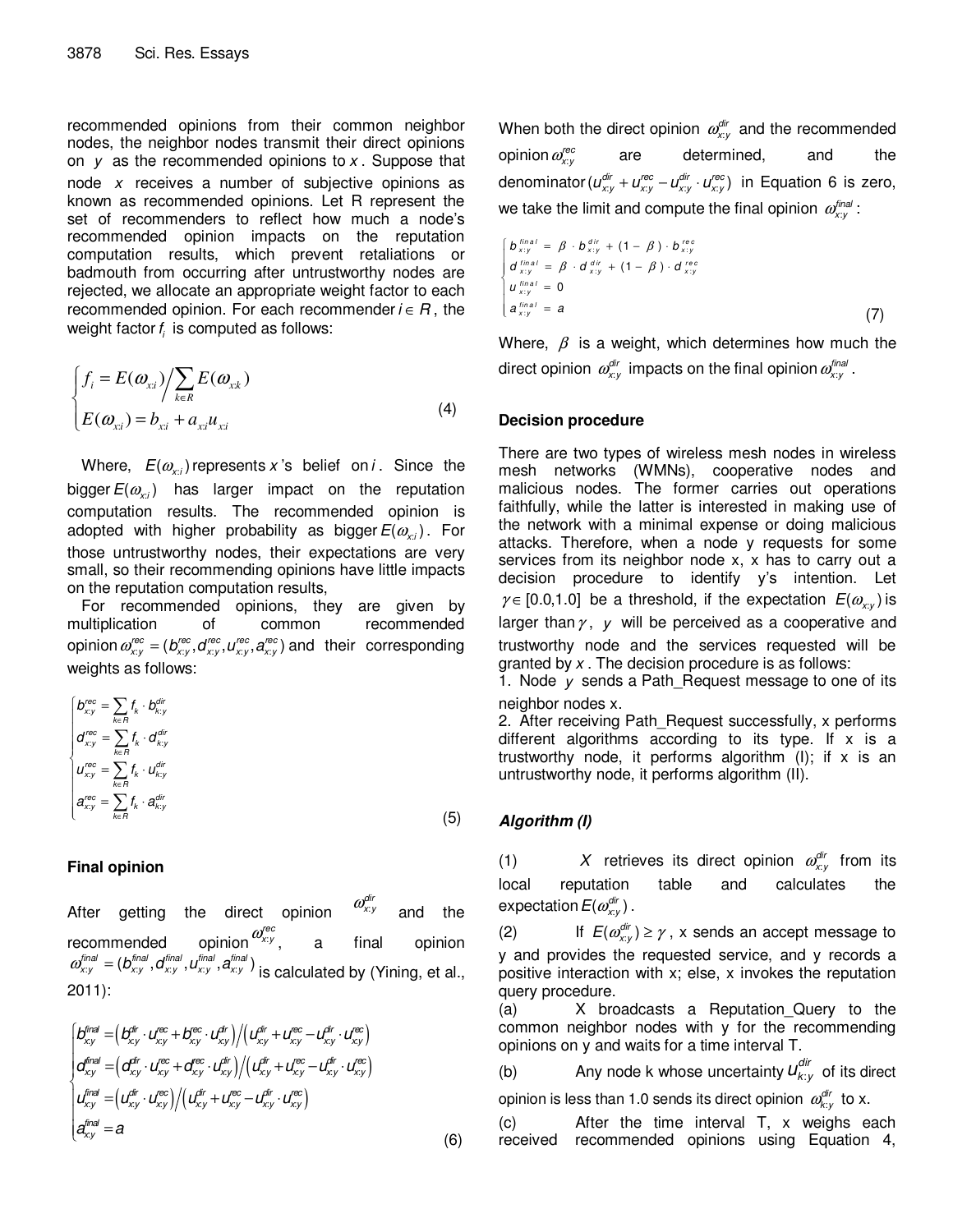recommended opinions from their common neighbor nodes, the neighbor nodes transmit their direct opinions on $y$ as the recommended opinions to $x$. Suppose that node $x$ receives a number of subjective opinions as known as recommended opinions. Let R represent the set of recommenders to reflect how much a node's recommended opinion impacts on the reputation computation results, which prevent retaliations or badmouth from occurring after untrustworthy nodes are rejected, we allocate an appropriate weight factor to each recommended opinion. For each recommender $i \in R$, the weight factor $f_i$ is computed as follows:

$$\begin{cases} f_i = E(\omega_{x:i}) \Big/ \sum_{k \in R} E(\omega_{x:k}) \\ E(\omega_{x:i}) = b_{x:i} + a_{x:i} u_{x:i} \end{cases} \tag{4}$$

Where, $E(\omega_{x:i})$ represents $x$'s belief on $i$. Since the bigger $E(\omega_{x:i})$ has larger impact on the reputation computation results. The recommended opinion is adopted with higher probability as bigger $E(\omega_{x:i})$. For those untrustworthy nodes, their expectations are very small, so their recommending opinions have little impacts on the reputation computation results,

For recommended opinions, they are given by multiplication of common recommended opinion $\omega_{x:y}^{rec} = (b_{x:y}^{rec}, d_{x:y}^{rec}, u_{x:y}^{rec}, a_{x:y}^{rec})$ and their corresponding weights as follows:

$$\begin{cases} b_{x:y}^{rec} = \sum_{k \in R} f_k \cdot b_{k:y}^{dir} \\ d_{x:y}^{rec} = \sum_{k \in R} f_k \cdot d_{k:y}^{dir} \\ u_{x:y}^{rec} = \sum_{k \in R} f_k \cdot u_{k:y}^{dir} \\ a_{x:y}^{rec} = \sum_{k \in R} f_k \cdot a_{k:y}^{dir} \end{cases} \tag{5}$$

### Final opinion

After getting the direct opinion $\omega_{x:y}^{dir}$ and the recommended opinion $\omega_{x:y}^{rec}$, a final opinion $\omega_{x:y}^{final} = (b_{x:y}^{final}, d_{x:y}^{final}, u_{x:y}^{final}, a_{x:y}^{final})$ is calculated by (Yining, et al., 2011):

$$\begin{cases} b_{x:y}^{final} = \left(b_{x:y}^{dir} \cdot u_{x:y}^{rec} + b_{x:y}^{rec} \cdot u_{x:y}^{dir}\right) \Big/ \left(u_{x:y}^{dir} + u_{x:y}^{rec} - u_{x:y}^{dir} \cdot u_{x:y}^{rec}\right) \\ d_{x:y}^{final} = \left(d_{x:y}^{dir} \cdot u_{x:y}^{rec} + d_{x:y}^{rec} \cdot u_{x:y}^{dir}\right) \Big/ \left(u_{x:y}^{dir} + u_{x:y}^{rec} - u_{x:y}^{dir} \cdot u_{x:y}^{rec}\right) \\ u_{x:y}^{final} = \left(u_{x:y}^{dir} \cdot u_{x:y}^{rec}\right) \Big/ \left(u_{x:y}^{dir} + u_{x:y}^{rec} - u_{x:y}^{dir} \cdot u_{x:y}^{rec}\right) \\ a_{x:y}^{final} = a \end{cases} \tag{6}$$

When both the direct opinion $\omega_{x:y}^{dir}$ and the recommended opinion $\omega_{x:y}^{rec}$ are determined, and the denominator $(u_{x:y}^{dir} + u_{x:y}^{rec} - u_{x:y}^{dir} \cdot u_{x:y}^{rec})$ in Equation 6 is zero, we take the limit and compute the final opinion $\omega_{x:y}^{final}$:

$$\begin{cases} b_{x:y}^{final} = \beta \cdot b_{x:y}^{dir} + (1 - \beta) \cdot b_{x:y}^{rec} \\ d_{x:y}^{final} = \beta \cdot d_{x:y}^{dir} + (1 - \beta) \cdot d_{x:y}^{rec} \\ u_{x:y}^{final} = 0 \\ a_{x:y}^{final} = a \end{cases} \tag{7}$$

Where, $\beta$ is a weight, which determines how much the direct opinion $\omega_{x:y}^{dir}$ impacts on the final opinion $\omega_{x:y}^{final}$.

### Decision procedure

There are two types of wireless mesh nodes in wireless mesh networks (WMNs), cooperative nodes and malicious nodes. The former carries out operations faithfully, while the latter is interested in making use of the network with a minimal expense or doing malicious attacks. Therefore, when a node y requests for some services from its neighbor node x, x has to carry out a decision procedure to identify y's intention. Let $\gamma \in [0.0, 1.0]$ be a threshold, if the expectation $E(\omega_{x:y})$ is larger than $\gamma$, $y$ will be perceived as a cooperative and trustworthy node and the services requested will be granted by $x$. The decision procedure is as follows:

1. Node $y$ sends a Path_Request message to one of its neighbor nodes x.
2. After receiving Path_Request successfully, x performs different algorithms according to its type. If x is a trustworthy node, it performs algorithm (I); if x is an untrustworthy node, it performs algorithm (II).

### *Algorithm (I)*

(1) $X$ retrieves its direct opinion $\omega_{x:y}^{dir}$ from its local reputation table and calculates the expectation $E(\omega_{x:y}^{dir})$.

(2) If $E(\omega_{x:y}^{dir}) \geq \gamma$, x sends an accept message to y and provides the requested service, and y records a positive interaction with x; else, x invokes the reputation query procedure.

(a) X broadcasts a Reputation_Query to the common neighbor nodes with y for the recommending opinions on y and waits for a time interval T.

(b) Any node k whose uncertainty $u_{k:y}^{dir}$ of its direct opinion is less than 1.0 sends its direct opinion $\omega_{k:y}^{dir}$ to x.

(c) After the time interval T, x weighs each received recommended opinions using Equation 4,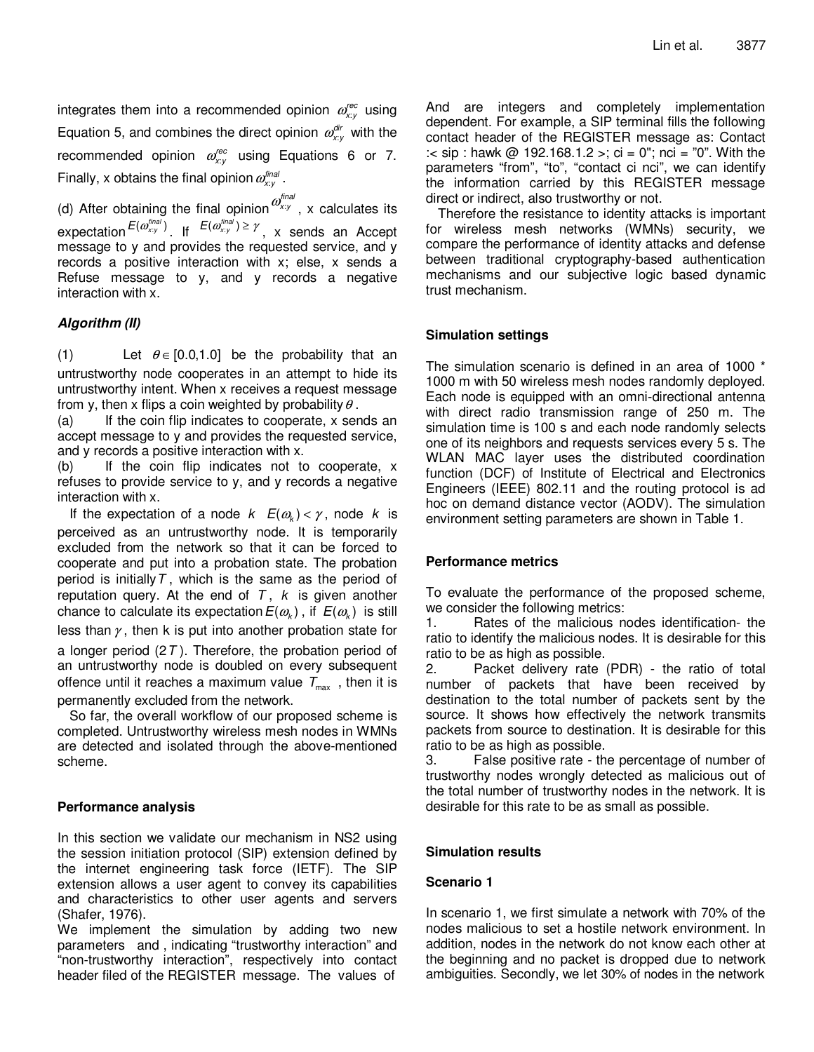integrates them into a recommended opinion $\omega_{x:y}^{rec}$ using Equation 5, and combines the direct opinion $\omega_{x:y}^{dir}$ with the recommended opinion $\omega_{x:y}^{rec}$ using Equations 6 or 7. Finally, x obtains the final opinion $\omega_{x:y}^{final}$.

(d) After obtaining the final opinion $\omega_{x:y}^{final}$, x calculates its expectation $E(\omega_{x:y}^{final})$. If $E(\omega_{x:y}^{final}) \geq \gamma$, x sends an Accept message to y and provides the requested service, and y records a positive interaction with x; else, x sends a Refuse message to y, and y records a negative interaction with x.

### *Algorithm (II)*

(1) Let $\theta \in [0.0,1.0]$ be the probability that an untrustworthy node cooperates in an attempt to hide its untrustworthy intent. When x receives a request message from y, then x flips a coin weighted by probability $\theta$.

(a) If the coin flip indicates to cooperate, x sends an accept message to y and provides the requested service, and y records a positive interaction with x.

(b) If the coin flip indicates not to cooperate, x refuses to provide service to y, and y records a negative interaction with x.

If the expectation of a node $k$ $E(\omega_k) < \gamma$, node $k$ is perceived as an untrustworthy node. It is temporarily excluded from the network so that it can be forced to cooperate and put into a probation state. The probation period is initially $T$, which is the same as the period of reputation query. At the end of $T$, $k$ is given another chance to calculate its expectation $E(\omega_k)$, if $E(\omega_k)$ is still less than $\gamma$, then k is put into another probation state for a longer period ($2T$). Therefore, the probation period of an untrustworthy node is doubled on every subsequent offence until it reaches a maximum value $T_{\max}$, then it is permanently excluded from the network.

So far, the overall workflow of our proposed scheme is completed. Untrustworthy wireless mesh nodes in WMNs are detected and isolated through the above-mentioned scheme.

## Performance analysis

In this section we validate our mechanism in NS2 using the session initiation protocol (SIP) extension defined by the internet engineering task force (IETF). The SIP extension allows a user agent to convey its capabilities and characteristics to other user agents and servers (Shafer, 1976).

We implement the simulation by adding two new parameters and , indicating "trustworthy interaction" and "non-trustworthy interaction", respectively into contact header filed of the REGISTER message. The values of And are integers and completely implementation dependent. For example, a SIP terminal fills the following contact header of the REGISTER message as: Contact :< sip : hawk @ 192.168.1.2 >; ci = 0"; nci = "0". With the parameters "from", "to", "contact ci nci", we can identify the information carried by this REGISTER message direct or indirect, also trustworthy or not.

Therefore the resistance to identity attacks is important for wireless mesh networks (WMNs) security, we compare the performance of identity attacks and defense between traditional cryptography-based authentication mechanisms and our subjective logic based dynamic trust mechanism.

### Simulation settings

The simulation scenario is defined in an area of 1000 * 1000 m with 50 wireless mesh nodes randomly deployed. Each node is equipped with an omni-directional antenna with direct radio transmission range of 250 m. The simulation time is 100 s and each node randomly selects one of its neighbors and requests services every 5 s. The WLAN MAC layer uses the distributed coordination function (DCF) of Institute of Electrical and Electronics Engineers (IEEE) 802.11 and the routing protocol is ad hoc on demand distance vector (AODV). The simulation environment setting parameters are shown in Table 1.

### Performance metrics

To evaluate the performance of the proposed scheme, we consider the following metrics:

1. Rates of the malicious nodes identification- the ratio to identify the malicious nodes. It is desirable for this ratio to be as high as possible.
2. Packet delivery rate (PDR) - the ratio of total number of packets that have been received by destination to the total number of packets sent by the source. It shows how effectively the network transmits packets from source to destination. It is desirable for this ratio to be as high as possible.
3. False positive rate - the percentage of number of trustworthy nodes wrongly detected as malicious out of the total number of trustworthy nodes in the network. It is desirable for this rate to be as small as possible.

## Simulation results

### Scenario 1

In scenario 1, we first simulate a network with 70% of the nodes malicious to set a hostile network environment. In addition, nodes in the network do not know each other at the beginning and no packet is dropped due to network ambiguities. Secondly, we let 30% of nodes in the network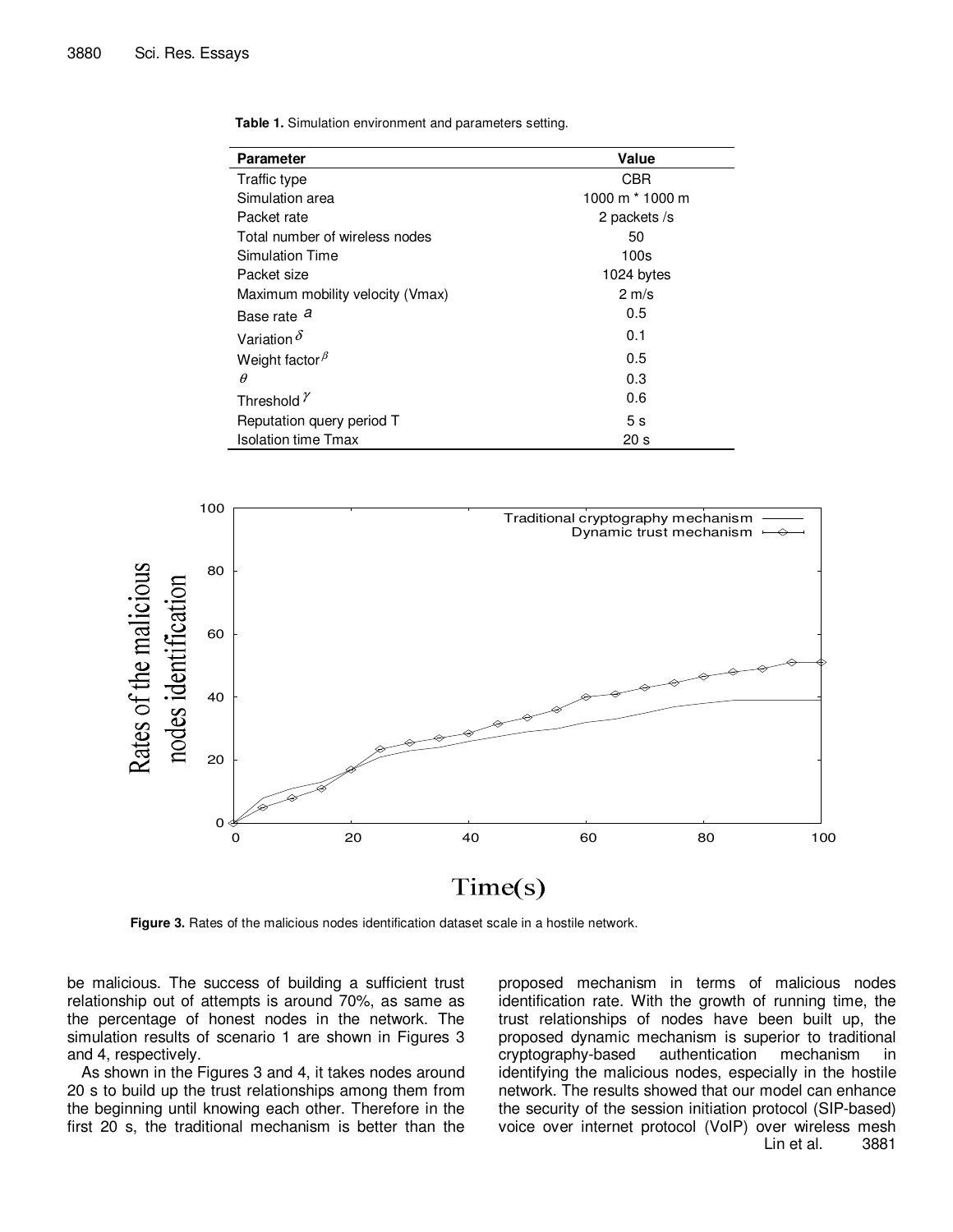**Table 1.** Simulation environment and parameters setting.

| Parameter | Value |
|---|---|
| Traffic type | CBR |
| Simulation area | 1000 m * 1000 m |
| Packet rate | 2 packets /s |
| Total number of wireless nodes | 50 |
| Simulation Time | 100s |
| Packet size | 1024 bytes |
| Maximum mobility velocity (Vmax) | 2 m/s |
| Base rate $a$ | 0.5 |
| Variation $\delta$ | 0.1 |
| Weight factor $\beta$ | 0.5 |
| $\theta$ | 0.3 |
| Threshold $\gamma$ | 0.6 |
| Reputation query period T | 5 s |
| Isolation time Tmax | 20 s |

**Figure 3.** Rates of the malicious nodes identification dataset scale in a hostile network.

be malicious. The success of building a sufficient trust relationship out of attempts is around 70%, as same as the percentage of honest nodes in the network. The simulation results of scenario 1 are shown in Figures 3 and 4, respectively.

As shown in the Figures 3 and 4, it takes nodes around 20 s to build up the trust relationships among them from the beginning until knowing each other. Therefore in the first 20 s, the traditional mechanism is better than the proposed mechanism in terms of malicious nodes identification rate. With the growth of running time, the trust relationships of nodes have been built up, the proposed dynamic mechanism is superior to traditional cryptography-based authentication mechanism in identifying the malicious nodes, especially in the hostile network. The results showed that our model can enhance the security of the session initiation protocol (SIP-based) voice over internet protocol (VoIP) over wireless mesh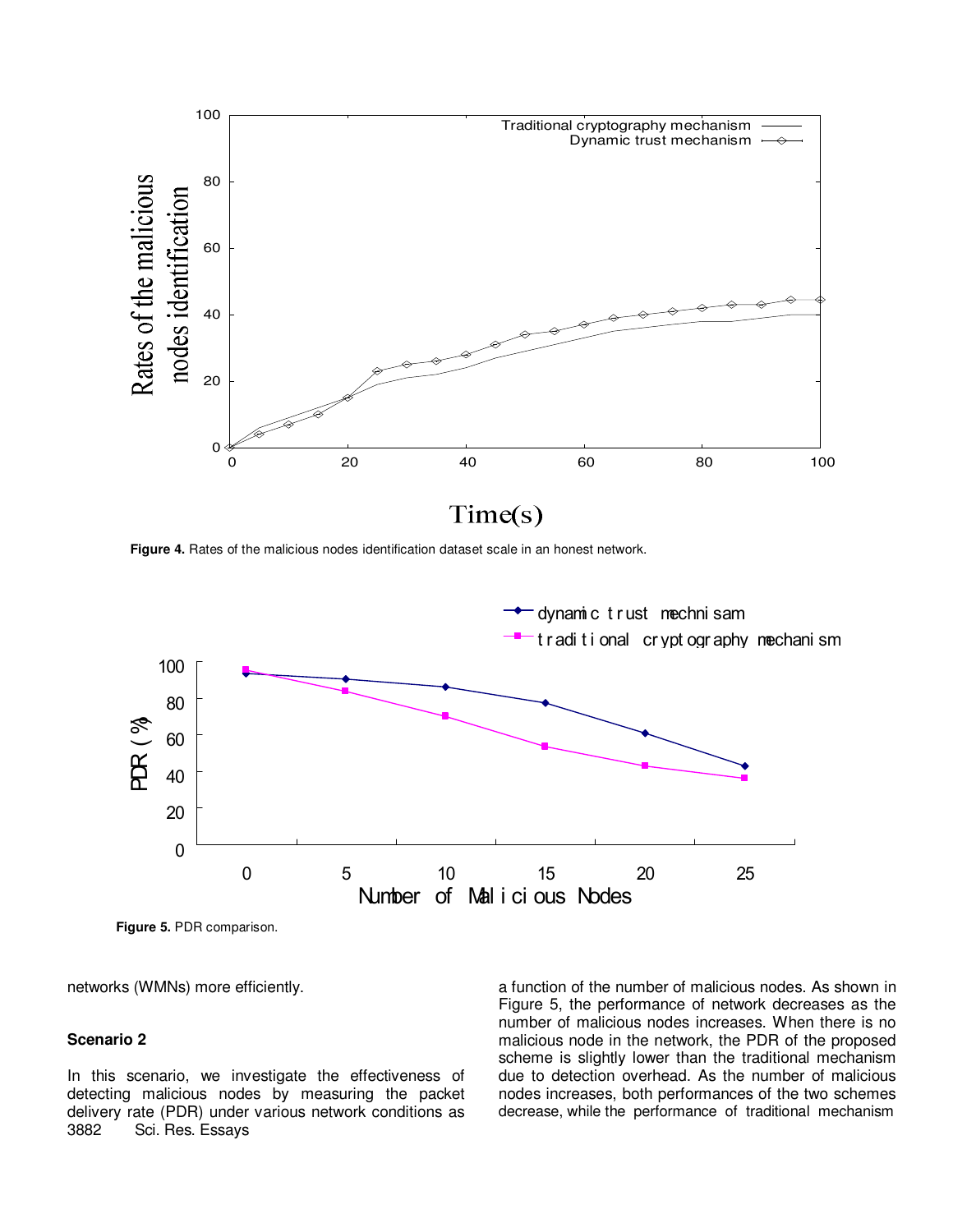Figure 4. Rates of the malicious nodes identification dataset scale in an honest network.

Figure 5. PDR comparison.

networks (WMNs) more efficiently.

### Scenario 2

In this scenario, we investigate the effectiveness of detecting malicious nodes by measuring the packet delivery rate (PDR) under various network conditions as a function of the number of malicious nodes. As shown in Figure 5, the performance of network decreases as the number of malicious nodes increases. When there is no malicious node in the network, the PDR of the proposed scheme is slightly lower than the traditional mechanism due to detection overhead. As the number of malicious nodes increases, both performances of the two schemes decrease, while the performance of traditional mechanism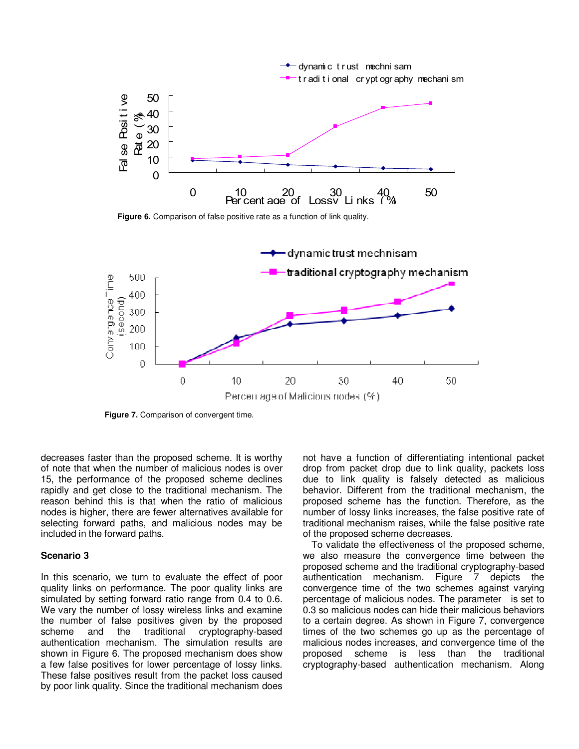Figure 6. Comparison of false positive rate as a function of link quality.

Figure 7. Comparison of convergent time.

decreases faster than the proposed scheme. It is worthy of note that when the number of malicious nodes is over 15, the performance of the proposed scheme declines rapidly and get close to the traditional mechanism. The reason behind this is that when the ratio of malicious nodes is higher, there are fewer alternatives available for selecting forward paths, and malicious nodes may be included in the forward paths.

### Scenario 3

In this scenario, we turn to evaluate the effect of poor quality links on performance. The poor quality links are simulated by setting forward ratio range from 0.4 to 0.6. We vary the number of lossy wireless links and examine the number of false positives given by the proposed scheme and the traditional cryptography-based authentication mechanism. The simulation results are shown in Figure 6. The proposed mechanism does show a few false positives for lower percentage of lossy links. These false positives result from the packet loss caused by poor link quality. Since the traditional mechanism does not have a function of differentiating intentional packet drop from packet drop due to link quality, packets loss due to link quality is falsely detected as malicious behavior. Different from the traditional mechanism, the proposed scheme has the function. Therefore, as the number of lossy links increases, the false positive rate of traditional mechanism raises, while the false positive rate of the proposed scheme decreases.

To validate the effectiveness of the proposed scheme, we also measure the convergence time between the proposed scheme and the traditional cryptography-based authentication mechanism. Figure 7 depicts the convergence time of the two schemes against varying percentage of malicious nodes. The parameter is set to 0.3 so malicious nodes can hide their malicious behaviors to a certain degree. As shown in Figure 7, convergence times of the two schemes go up as the percentage of malicious nodes increases, and convergence time of the proposed scheme is less than the traditional cryptography-based authentication mechanism. Along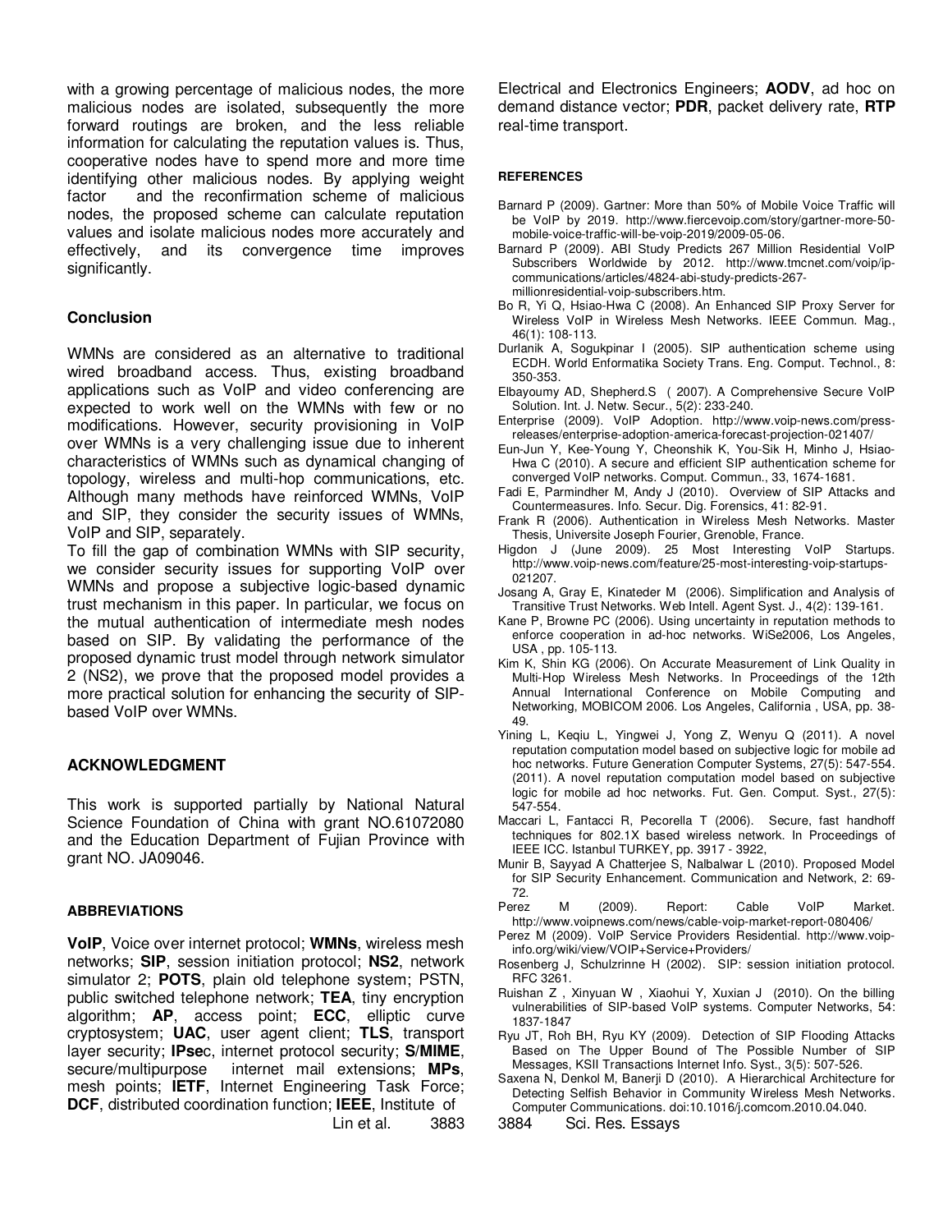with a growing percentage of malicious nodes, the more malicious nodes are isolated, subsequently the more forward routings are broken, and the less reliable information for calculating the reputation values is. Thus, cooperative nodes have to spend more and more time identifying other malicious nodes. By applying weight factor and the reconfirmation scheme of malicious nodes, the proposed scheme can calculate reputation values and isolate malicious nodes more accurately and effectively, and its convergence time improves significantly.

## Conclusion

WMNs are considered as an alternative to traditional wired broadband access. Thus, existing broadband applications such as VoIP and video conferencing are expected to work well on the WMNs with few or no modifications. However, security provisioning in VoIP over WMNs is a very challenging issue due to inherent characteristics of WMNs such as dynamical changing of topology, wireless and multi-hop communications, etc. Although many methods have reinforced WMNs, VoIP and SIP, they consider the security issues of WMNs, VoIP and SIP, separately.

To fill the gap of combination WMNs with SIP security, we consider security issues for supporting VoIP over WMNs and propose a subjective logic-based dynamic trust mechanism in this paper. In particular, we focus on the mutual authentication of intermediate mesh nodes based on SIP. By validating the performance of the proposed dynamic trust model through network simulator 2 (NS2), we prove that the proposed model provides a more practical solution for enhancing the security of SIP-based VoIP over WMNs.

## ACKNOWLEDGMENT

This work is supported partially by National Natural Science Foundation of China with grant NO.61072080 and the Education Department of Fujian Province with grant NO. JA09046.

### ABBREVIATIONS

**VoIP**, Voice over internet protocol; **WMNs**, wireless mesh networks; **SIP**, session initiation protocol; **NS2**, network simulator 2; **POTS**, plain old telephone system; PSTN, public switched telephone network; **TEA**, tiny encryption algorithm; **AP**, access point; **ECC**, elliptic curve cryptosystem; **UAC**, user agent client; **TLS**, transport layer security; **IPse**c, internet protocol security; **S/MIME**, secure/multipurpose internet mail extensions; **MPs**, mesh points; **IETF**, Internet Engineering Task Force; **DCF**, distributed coordination function; **IEEE**, Institute of Electrical and Electronics Engineers; **AODV**, ad hoc on demand distance vector; **PDR**, packet delivery rate, **RTP** real-time transport.

### REFERENCES

Barnard P (2009). Gartner: More than 50% of Mobile Voice Traffic will be VoIP by 2019. http://www.fiercevoip.com/story/gartner-more-50-mobile-voice-traffic-will-be-voip-2019/2009-05-06.

Barnard P (2009). ABI Study Predicts 267 Million Residential VoIP Subscribers Worldwide by 2012. http://www.tmcnet.com/voip/ip-communications/articles/4824-abi-study-predicts-267-millionresidential-voip-subscribers.htm.

Bo R, Yi Q, Hsiao-Hwa C (2008). An Enhanced SIP Proxy Server for Wireless VoIP in Wireless Mesh Networks. IEEE Commun. Mag., 46(1): 108-113.

Durlanik A, Sogukpinar I (2005). SIP authentication scheme using ECDH. World Enformatika Society Trans. Eng. Comput. Technol., 8: 350-353.

Elbayoumy AD, Shepherd.S ( 2007). A Comprehensive Secure VoIP Solution. Int. J. Netw. Secur., 5(2): 233-240.

Enterprise (2009). VoIP Adoption. http://www.voip-news.com/press-releases/enterprise-adoption-america-forecast-projection-021407/

Eun-Jun Y, Kee-Young Y, Cheonshik K, You-Sik H, Minho J, Hsiao-Hwa C (2010). A secure and efficient SIP authentication scheme for converged VoIP networks. Comput. Commun., 33, 1674-1681.

Fadi E, Parmindher M, Andy J (2010). Overview of SIP Attacks and Countermeasures. Info. Secur. Dig. Forensics, 41: 82-91.

Frank R (2006). Authentication in Wireless Mesh Networks. Master Thesis, Universite Joseph Fourier, Grenoble, France.

Higdon J (June 2009). 25 Most Interesting VoIP Startups. http://www.voip-news.com/feature/25-most-interesting-voip-startups-021207.

Josang A, Gray E, Kinateder M (2006). Simplification and Analysis of Transitive Trust Networks. Web Intell. Agent Syst. J., 4(2): 139-161.

Kane P, Browne PC (2006). Using uncertainty in reputation methods to enforce cooperation in ad-hoc networks. WiSe2006, Los Angeles, USA , pp. 105-113.

Kim K, Shin KG (2006). On Accurate Measurement of Link Quality in Multi-Hop Wireless Mesh Networks. In Proceedings of the 12th Annual International Conference on Mobile Computing and Networking, MOBICOM 2006. Los Angeles, California , USA, pp. 38-49.

Yining L, Keqiu L, Yingwei J, Yong Z, Wenyu Q (2011). A novel reputation computation model based on subjective logic for mobile ad hoc networks. Future Generation Computer Systems, 27(5): 547-554. (2011). A novel reputation computation model based on subjective logic for mobile ad hoc networks. Fut. Gen. Comput. Syst., 27(5): 547-554.

Maccari L, Fantacci R, Pecorella T (2006). Secure, fast handhoff techniques for 802.1X based wireless network. In Proceedings of IEEE ICC. Istanbul TURKEY, pp. 3917 - 3922,

Munir B, Sayyad A Chatterjee S, Nalbalwar L (2010). Proposed Model for SIP Security Enhancement. Communication and Network, 2: 69-72.

Perez M (2009). Report: Cable VoIP Market. http://www.voipnews.com/news/cable-voip-market-report-080406/

Perez M (2009). VoIP Service Providers Residential. http://www.voip-info.org/wiki/view/VOIP+Service+Providers/

Rosenberg J, Schulzrinne H (2002). SIP: session initiation protocol. RFC 3261.

Ruishan Z , Xinyuan W , Xiaohui Y, Xuxian J (2010). On the billing vulnerabilities of SIP-based VoIP systems. Computer Networks, 54: 1837-1847

Ryu JT, Roh BH, Ryu KY (2009). Detection of SIP Flooding Attacks Based on The Upper Bound of The Possible Number of SIP Messages, KSII Transactions Internet Info. Syst., 3(5): 507-526.

Saxena N, Denkol M, Banerji D (2010). A Hierarchical Architecture for Detecting Selfish Behavior in Community Wireless Mesh Networks. Computer Communications. doi:10.1016/j.comcom.2010.04.040.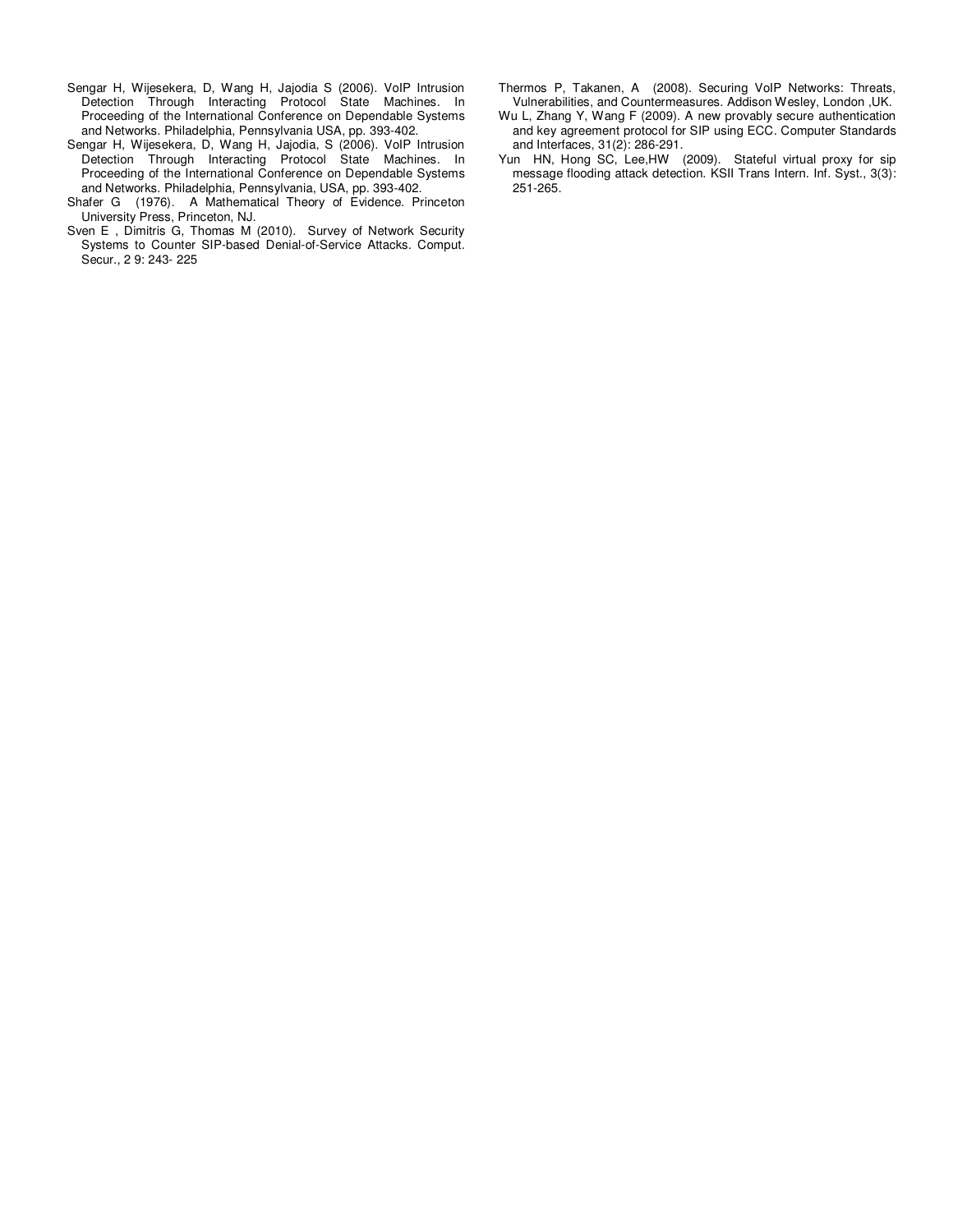Sengar H, Wijesekera, D, Wang H, Jajodia S (2006). VoIP Intrusion Detection Through Interacting Protocol State Machines. In Proceeding of the International Conference on Dependable Systems and Networks. Philadelphia, Pennsylvania USA, pp. 393-402.

Sengar H, Wijesekera, D, Wang H, Jajodia, S (2006). VoIP Intrusion Detection Through Interacting Protocol State Machines. In Proceeding of the International Conference on Dependable Systems and Networks. Philadelphia, Pennsylvania, USA, pp. 393-402.

Shafer G (1976). A Mathematical Theory of Evidence. Princeton University Press, Princeton, NJ.

Sven E , Dimitris G, Thomas M (2010). Survey of Network Security Systems to Counter SIP-based Denial-of-Service Attacks. Comput. Secur., 2 9: 243- 225

Thermos P, Takanen, A (2008). Securing VoIP Networks: Threats, Vulnerabilities, and Countermeasures. Addison Wesley, London ,UK.

Wu L, Zhang Y, Wang F (2009). A new provably secure authentication and key agreement protocol for SIP using ECC. Computer Standards and Interfaces, 31(2): 286-291.

Yun HN, Hong SC, Lee,HW (2009). Stateful virtual proxy for sip message flooding attack detection. KSII Trans Intern. Inf. Syst., 3(3): 251-265.